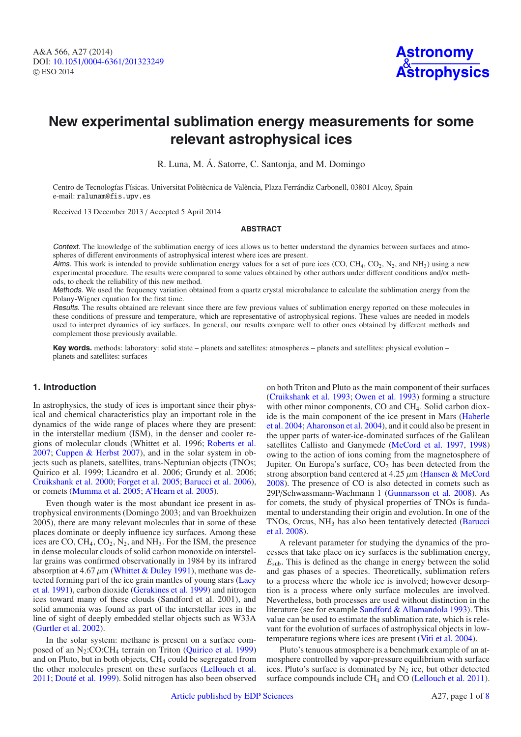# New experimental sublimation energy measurements for some relevant astrophysical ices

R. Luna, M. Á. Satorre, C. Santonja, and M. Domingo

Centro de Tecnologías Físicas. Universitat Politècnica de València, Plaza Ferrándiz Carbonell, 03801 Alcoy, Spain
e-mail: ralunam@fis.upv.es

Received 13 December 2013 / Accepted 5 April 2014

## ABSTRACT

*Context.* The knowledge of the sublimation energy of ices allows us to better understand the dynamics between surfaces and atmospheres of different environments of astrophysical interest where ices are present.

*Aims.* This work is intended to provide sublimation energy values for a set of pure ices (CO, $CH_4$, $CO_2$, $N_2$, and $NH_3$) using a new experimental procedure. The results were compared to some values obtained by other authors under different conditions and/or methods, to check the reliability of this new method.

*Methods.* We used the frequency variation obtained from a quartz crystal microbalance to calculate the sublimation energy from the Polany-Wigner equation for the first time.

*Results.* The results obtained are relevant since there are few previous values of sublimation energy reported on these molecules in these conditions of pressure and temperature, which are representative of astrophysical regions. These values are needed in models used to interpret dynamics of icy surfaces. In general, our results compare well to other ones obtained by different methods and complement those previously available.

**Key words.** methods: laboratory: solid state – planets and satellites: atmospheres – planets and satellites: physical evolution – planets and satellites: surfaces

## 1. Introduction

In astrophysics, the study of ices is important since their physical and chemical characteristics play an important role in the dynamics of the wide range of places where they are present: in the interstellar medium (ISM), in the denser and cooler regions of molecular clouds (Whittet et al. 1996; Roberts et al. 2007; Cuppen & Herbst 2007), and in the solar system in objects such as planets, satellites, trans-Neptunian objects (TNOs; Quirico et al. 1999; Licandro et al. 2006; Grundy et al. 2006; Cruikshank et al. 2000; Forget et al. 2005; Barucci et al. 2006), or comets (Mumma et al. 2005; A'Hearn et al. 2005).

Even though water is the most abundant ice present in astrophysical environments (Domingo 2003; and van Broekhuizen 2005), there are many relevant molecules that in some of these places dominate or deeply influence icy surfaces. Among these ices are CO, $CH_4$, $CO_2$, $N_2$, and $NH_3$. For the ISM, the presence in dense molecular clouds of solid carbon monoxide on interstellar grains was confirmed observationally in 1984 by its infrared absorption at 4.67 $\mu$m (Whittet & Duley 1991), methane was detected forming part of the ice grain mantles of young stars (Lacy et al. 1991), carbon dioxide (Gerakines et al. 1999) and nitrogen ices toward many of these clouds (Sandford et al. 2001), and solid ammonia was found as part of the interstellar ices in the line of sight of deeply embedded stellar objects such as W33A (Gurtler et al. 2002).

In the solar system: methane is present on a surface composed of an $N_2$:CO:$CH_4$ terrain on Triton (Quirico et al. 1999) and on Pluto, but in both objects, $CH_4$ could be segregated from the other molecules present on these surfaces (Lellouch et al. 2011; Douté et al. 1999). Solid nitrogen has also been observed on both Triton and Pluto as the main component of their surfaces (Cruikshank et al. 1993; Owen et al. 1993) forming a structure with other minor components, CO and $CH_4$. Solid carbon dioxide is the main component of the ice present in Mars (Haberle et al. 2004; Aharonson et al. 2004), and it could also be present in the upper parts of water-ice-dominated surfaces of the Galilean satellites Callisto and Ganymede (McCord et al. 1997, 1998) owing to the action of ions coming from the magnetosphere of Jupiter. On Europa's surface, $CO_2$ has been detected from the strong absorption band centered at 4.25 $\mu$m (Hansen & McCord 2008). The presence of CO is also detected in comets such as 29P/Schwassmann-Wachmann 1 (Gunnarsson et al. 2008). As for comets, the study of physical properties of TNOs is fundamental to understanding their origin and evolution. In one of the TNOs, Orcus, $NH_3$ has also been tentatively detected (Barucci et al. 2008).

A relevant parameter for studying the dynamics of the processes that take place on icy surfaces is the sublimation energy, $E_{sub}$. This is defined as the change in energy between the solid and gas phases of a species. Theoretically, sublimation refers to a process where the whole ice is involved; however desorption is a process where only surface molecules are involved. Nevertheless, both processes are used without distinction in the literature (see for example Sandford & Allamandola 1993). This value can be used to estimate the sublimation rate, which is relevant for the evolution of surfaces of astrophysical objects in low-temperature regions where ices are present (Viti et al. 2004).

Pluto's tenuous atmosphere is a benchmark example of an atmosphere controlled by vapor-pressure equilibrium with surface ices. Pluto's surface is dominated by $N_2$ ice, but other detected surface compounds include $CH_4$ and CO (Lellouch et al. 2011).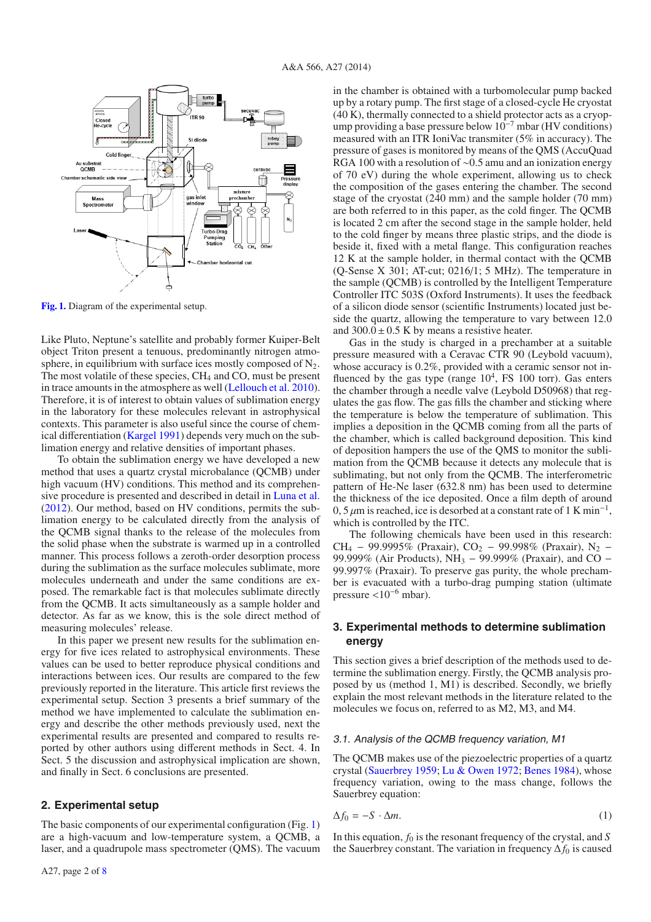Fig. 1. Diagram of the experimental setup.

Like Pluto, Neptune's satellite and probably former Kuiper-Belt object Triton present a tenuous, predominantly nitrogen atmosphere, in equilibrium with surface ices mostly composed of $N_2$. The most volatile of these species, $CH_4$ and CO, must be present in trace amounts in the atmosphere as well (Lellouch et al. 2010). Therefore, it is of interest to obtain values of sublimation energy in the laboratory for these molecules relevant in astrophysical contexts. This parameter is also useful since the course of chemical differentiation (Kargel 1991) depends very much on the sublimation energy and relative densities of important phases.

To obtain the sublimation energy we have developed a new method that uses a quartz crystal microbalance (QCMB) under high vacuum (HV) conditions. This method and its comprehensive procedure is presented and described in detail in Luna et al. (2012). Our method, based on HV conditions, permits the sublimation energy to be calculated directly from the analysis of the QCMB signal thanks to the release of the molecules from the solid phase when the substrate is warmed up in a controlled manner. This process follows a zeroth-order desorption process during the sublimation as the surface molecules sublimate, more molecules underneath and under the same conditions are exposed. The remarkable fact is that molecules sublimate directly from the QCMB. It acts simultaneously as a sample holder and detector. As far as we know, this is the sole direct method of measuring molecules' release.

In this paper we present new results for the sublimation energy for five ices related to astrophysical environments. These values can be used to better reproduce physical conditions and interactions between ices. Our results are compared to the few previously reported in the literature. This article first reviews the experimental setup. Section 3 presents a brief summary of the method we have implemented to calculate the sublimation energy and describe the other methods previously used, next the experimental results are presented and compared to results reported by other authors using different methods in Sect. 4. In Sect. 5 the discussion and astrophysical implication are shown, and finally in Sect. 6 conclusions are presented.

## 2. Experimental setup

The basic components of our experimental configuration (Fig. 1) are a high-vacuum and low-temperature system, a QCMB, a laser, and a quadrupole mass spectrometer (QMS). The vacuum in the chamber is obtained with a turbomolecular pump backed up by a rotary pump. The first stage of a closed-cycle He cryostat (40 K), thermally connected to a shield protector acts as a cryopump providing a base pressure below $10^{-7}$ mbar (HV conditions) measured with an ITR IoniVac transmitter (5% in accuracy). The pressure of gases is monitored by means of the QMS (AccuQuad RGA 100 with a resolution of ~0.5 amu and an ionization energy of 70 eV) during the whole experiment, allowing us to check the composition of the gases entering the chamber. The second stage of the cryostat (240 mm) and the sample holder (70 mm) are both referred to in this paper, as the cold finger. The QCMB is located 2 cm after the second stage in the sample holder, held to the cold finger by means three plastic strips, and the diode is beside it, fixed with a metal flange. This configuration reaches 12 K at the sample holder, in thermal contact with the QCMB (Q-Sense X 301; AT-cut; 0216/1; 5 MHz). The temperature in the sample (QCMB) is controlled by the Intelligent Temperature Controller ITC 503S (Oxford Instruments). It uses the feedback of a silicon diode sensor (scientific Instruments) located just beside the quartz, allowing the temperature to vary between 12.0 and $300.0 \pm 0.5$ K by means of a resistive heater.

Gas in the study is charged in a prechamber at a suitable pressure measured with a Ceravac CTR 90 (Leybold vacuum), whose accuracy is 0.2%, provided with a ceramic sensor not influenced by the gas type (range $10^4$, FS 100 torr). Gas enters the chamber through a needle valve (Leybold D50968) that regulates the gas flow. The gas fills the chamber and sticking where the temperature is below the temperature of sublimation. This implies a deposition in the QCMB coming from all the parts of the chamber, which is called background deposition. This kind of deposition hampers the use of the QMS to monitor the sublimation from the QCMB because it detects any molecule that is sublimating, but not only from the QCMB. The interferometric pattern of He-Ne laser (632.8 nm) has been used to determine the thickness of the ice deposited. Once a film depth of around $0,5\,\mu$m is reached, ice is desorbed at a constant rate of 1 K $\min^{-1}$, which is controlled by the ITC.

The following chemicals have been used in this research: $CH_4$ – 99.9995% (Praxair), $CO_2$ – 99.998% (Praxair), $N_2$ – 99.999% (Air Products), $NH_3$ – 99.999% (Praxair), and CO – 99.997% (Praxair). To preserve gas purity, the whole prechamber is evacuated with a turbo-drag pumping station (ultimate pressure $<10^{-6}$ mbar).

## 3. Experimental methods to determine sublimation energy

This section gives a brief description of the methods used to determine the sublimation energy. Firstly, the QCMB analysis proposed by us (method 1, M1) is described. Secondly, we briefly explain the most relevant methods in the literature related to the molecules we focus on, referred to as M2, M3, and M4.

### 3.1. Analysis of the QCMB frequency variation, M1

The QCMB makes use of the piezoelectric properties of a quartz crystal (Sauerbrey 1959; Lu & Owen 1972; Benes 1984), whose frequency variation, owing to the mass change, follows the Sauerbrey equation:

$$\Delta f_0 = -S \cdot \Delta m. \tag{1}$$

In this equation, $f_0$ is the resonant frequency of the crystal, and $S$ the Sauerbrey constant. The variation in frequency $\Delta f_0$ is caused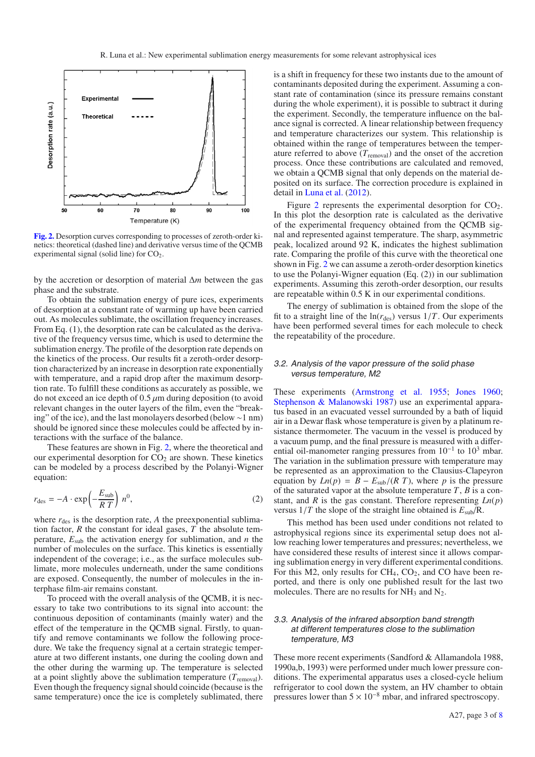**Fig. 2.** Desorption curves corresponding to processes of zeroth-order kinetics: theoretical (dashed line) and derivative versus time of the QCMB experimental signal (solid line) for $CO_2$.

by the accretion or desorption of material $\Delta m$ between the gas phase and the substrate.

To obtain the sublimation energy of pure ices, experiments of desorption at a constant rate of warming up have been carried out. As molecules sublimate, the oscillation frequency increases. From Eq. (1), the desorption rate can be calculated as the derivative of the frequency versus time, which is used to determine the sublimation energy. The profile of the desorption rate depends on the kinetics of the process. Our results fit a zeroth-order desorption characterized by an increase in desorption rate exponentially with temperature, and a rapid drop after the maximum desorption rate. To fulfill these conditions as accurately as possible, we do not exceed an ice depth of 0.5 $\mu$m during deposition (to avoid relevant changes in the outer layers of the film, even the "breaking" of the ice), and the last monolayers desorbed (below ∼1 nm) should be ignored since these molecules could be affected by interactions with the surface of the balance.

These features are shown in Fig. 2, where the theoretical and our experimental desorption for $CO_2$ are shown. These kinetics can be modeled by a process described by the Polanyi-Wigner equation:

$$r_{\rm des} = -A \cdot \exp\left(-\frac{E_{\rm sub}}{R\,T}\right)\, n^0, \tag{2}$$

where $r_{\rm des}$ is the desorption rate, $A$ the preexponential sublimation factor, $R$ the constant for ideal gases, $T$ the absolute temperature, $E_{\rm sub}$ the activation energy for sublimation, and $n$ the number of molecules on the surface. This kinetics is essentially independent of the coverage; i.e., as the surface molecules sublimate, more molecules underneath, under the same conditions are exposed. Consequently, the number of molecules in the interphase film-air remains constant.

To proceed with the overall analysis of the QCMB, it is necessary to take two contributions to its signal into account: the continuous deposition of contaminants (mainly water) and the effect of the temperature in the QCMB signal. Firstly, to quantify and remove contaminants we follow the following procedure. We take the frequency signal at a certain strategic temperature at two different instants, one during the cooling down and the other during the warming up. The temperature is selected at a point slightly above the sublimation temperature ($T_{\rm removal}$). Even though the frequency signal should coincide (because is the same temperature) once the ice is completely sublimated, there is a shift in frequency for these two instants due to the amount of contaminants deposited during the experiment. Assuming a constant rate of contamination (since its pressure remains constant during the whole experiment), it is possible to subtract it during the experiment. Secondly, the temperature influence on the balance signal is corrected. A linear relationship between frequency and temperature characterizes our system. This relationship is obtained within the range of temperatures between the temperature referred to above ($T_{\rm removal}$) and the onset of the accretion process. Once these contributions are calculated and removed, we obtain a QCMB signal that only depends on the material deposited on its surface. The correction procedure is explained in detail in Luna et al. (2012).

Figure 2 represents the experimental desorption for $CO_2$. In this plot the desorption rate is calculated as the derivative of the experimental frequency obtained from the QCMB signal and represented against temperature. The sharp, asymmetric peak, localized around 92 K, indicates the highest sublimation rate. Comparing the profile of this curve with the theoretical one shown in Fig. 2 we can assume a zeroth-order desorption kinetics to use the Polanyi-Wigner equation (Eq. (2)) in our sublimation experiments. Assuming this zeroth-order desorption, our results are repeatable within 0.5 K in our experimental conditions.

The energy of sublimation is obtained from the slope of the fit to a straight line of the $\ln(r_{\rm des})$ versus $1/T$. Our experiments have been performed several times for each molecule to check the repeatability of the procedure.

### 3.2. Analysis of the vapor pressure of the solid phase versus temperature, M2

These experiments (Armstrong et al. 1955; Jones 1960; Stephenson & Malanowski 1987) use an experimental apparatus based in an evacuated vessel surrounded by a bath of liquid air in a Dewar flask whose temperature is given by a platinum resistance thermometer. The vacuum in the vessel is produced by a vacuum pump, and the final pressure is measured with a differential oil-manometer ranging pressures from $10^{-1}$ to $10^3$ mbar. The variation in the sublimation pressure with temperature may be represented as an approximation to the Clausius-Clapeyron equation by $Ln(p) = B - E_{\rm sub}/(R\,T)$, where $p$ is the pressure of the saturated vapor at the absolute temperature $T$, $B$ is a constant, and $R$ is the gas constant. Therefore representing $Ln(p)$ versus $1/T$ the slope of the straight line obtained is $E_{\rm sub}/R$.

This method has been used under conditions not related to astrophysical regions since its experimental setup does not allow reaching lower temperatures and pressures; nevertheless, we have considered these results of interest since it allows comparing sublimation energy in very different experimental conditions. For this M2, only results for $CH_4$, $CO_2$, and CO have been reported, and there is only one published result for the last two molecules. There are no results for $NH_3$ and $N_2$.

### 3.3. Analysis of the infrared absorption band strength at different temperatures close to the sublimation temperature, M3

These more recent experiments (Sandford & Allamandola 1988, 1990a,b, 1993) were performed under much lower pressure conditions. The experimental apparatus uses a closed-cycle helium refrigerator to cool down the system, an HV chamber to obtain pressures lower than $5 \times 10^{-8}$ mbar, and infrared spectroscopy.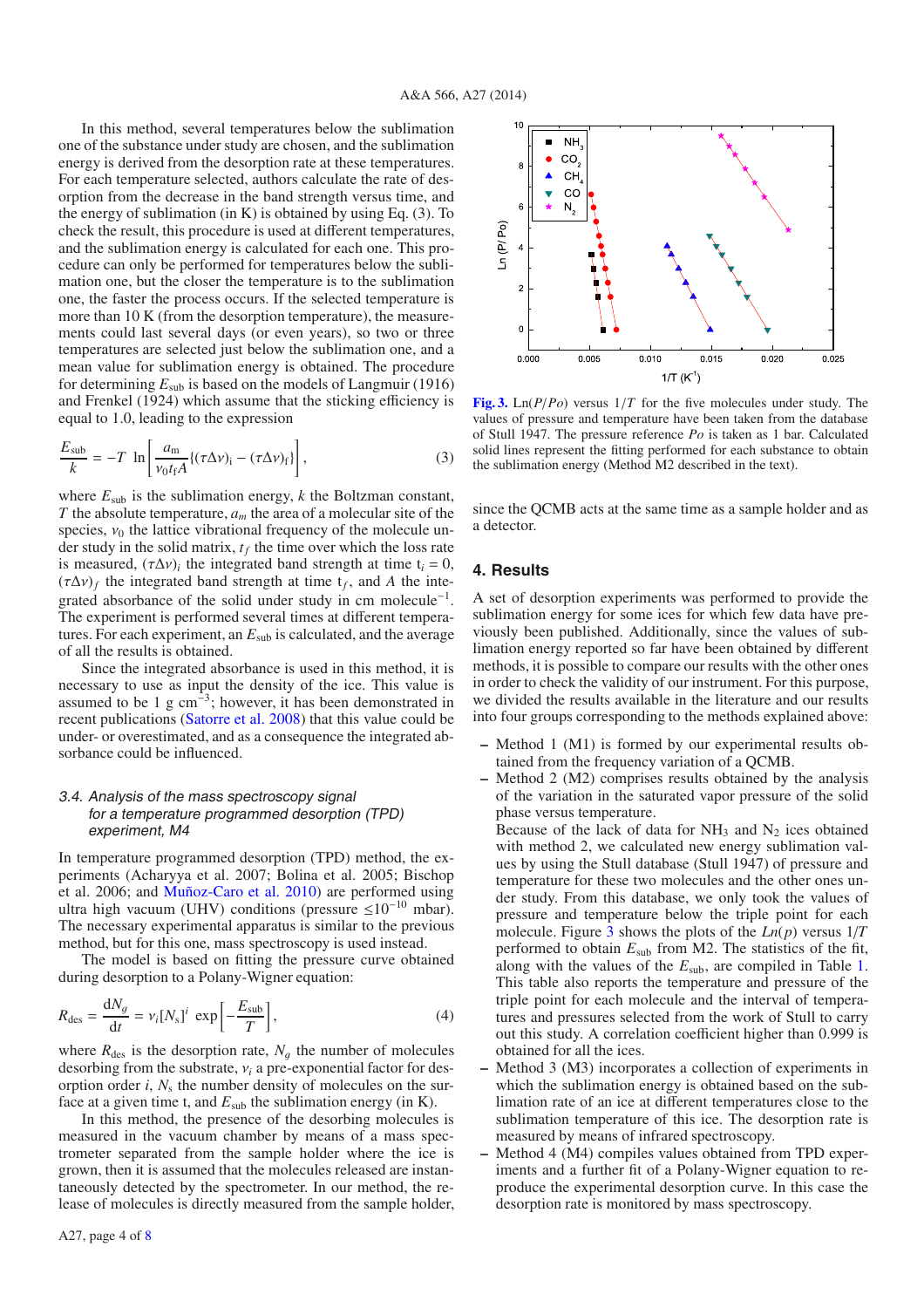In this method, several temperatures below the sublimation one of the substance under study are chosen, and the sublimation energy is derived from the desorption rate at these temperatures. For each temperature selected, authors calculate the rate of desorption from the decrease in the band strength versus time, and the energy of sublimation (in K) is obtained by using Eq. (3). To check the result, this procedure is used at different temperatures, and the sublimation energy is calculated for each one. This procedure can only be performed for temperatures below the sublimation one, but the closer the temperature is to the sublimation one, the faster the process occurs. If the selected temperature is more than 10 K (from the desorption temperature), the measurements could last several days (or even years), so two or three temperatures are selected just below the sublimation one, and a mean value for sublimation energy is obtained. The procedure for determining $E_{\rm sub}$ is based on the models of Langmuir (1916) and Frenkel (1924) which assume that the sticking efficiency is equal to 1.0, leading to the expression

$$\frac{E_{\rm sub}}{k} = -T\ \ln\left[\frac{a_{\rm m}}{\nu_0 t_{\rm f} A}\{(\tau\Delta\nu)_{\rm i} - (\tau\Delta\nu)_{\rm f}\}\right], \tag{3}$$

where $E_{\rm sub}$ is the sublimation energy, $k$ the Boltzman constant, $T$ the absolute temperature, $a_m$ the area of a molecular site of the species, $\nu_0$ the lattice vibrational frequency of the molecule under study in the solid matrix, $t_f$ the time over which the loss rate is measured, $(\tau\Delta\nu)_i$ the integrated band strength at time $t_i = 0$, $(\tau\Delta\nu)_f$ the integrated band strength at time $t_f$, and $A$ the integrated absorbance of the solid under study in cm molecule$^{-1}$. The experiment is performed several times at different temperatures. For each experiment, an $E_{\rm sub}$ is calculated, and the average of all the results is obtained.

Since the integrated absorbance is used in this method, it is necessary to use as input the density of the ice. This value is assumed to be 1 g cm$^{-3}$; however, it has been demonstrated in recent publications (Satorre et al. 2008) that this value could be under- or overestimated, and as a consequence the integrated absorbance could be influenced.

### 3.4. Analysis of the mass spectroscopy signal for a temperature programmed desorption (TPD) experiment, M4

In temperature programmed desorption (TPD) method, the experiments (Acharyya et al. 2007; Bolina et al. 2005; Bischop et al. 2006; and Muñoz-Caro et al. 2010) are performed using ultra high vacuum (UHV) conditions (pressure $\leq 10^{-10}$ mbar). The necessary experimental apparatus is similar to the previous method, but for this one, mass spectroscopy is used instead.

The model is based on fitting the pressure curve obtained during desorption to a Polany-Wigner equation:

$$R_{\rm des} = \frac{{\rm d}N_g}{{\rm d}t} = \nu_i [N_{\rm s}]^i\ \exp\left[-\frac{E_{\rm sub}}{T}\right], \tag{4}$$

where $R_{\rm des}$ is the desorption rate, $N_g$ the number of molecules desorbing from the substrate, $\nu_i$ a pre-exponential factor for desorption order $i$, $N_{\rm s}$ the number density of molecules on the surface at a given time t, and $E_{\rm sub}$ the sublimation energy (in K).

In this method, the presence of the desorbing molecules is measured in the vacuum chamber by means of a mass spectrometer separated from the sample holder where the ice is grown, then it is assumed that the molecules released are instantaneously detected by the spectrometer. In our method, the release of molecules is directly measured from the sample holder, since the QCMB acts at the same time as a sample holder and as a detector.

**Fig. 3.** Ln($P/Po$) versus $1/T$ for the five molecules under study. The values of pressure and temperature have been taken from the database of Stull 1947. The pressure reference $Po$ is taken as 1 bar. Calculated solid lines represent the fitting performed for each substance to obtain the sublimation energy (Method M2 described in the text).

## 4. Results

A set of desorption experiments was performed to provide the sublimation energy for some ices for which few data have previously been published. Additionally, since the values of sublimation energy reported so far have been obtained by different methods, it is possible to compare our results with the other ones in order to check the validity of our instrument. For this purpose, we divided the results available in the literature and our results into four groups corresponding to the methods explained above:

- Method 1 (M1) is formed by our experimental results obtained from the frequency variation of a QCMB.
- Method 2 (M2) comprises results obtained by the analysis of the variation in the saturated vapor pressure of the solid phase versus temperature.
  Because of the lack of data for $NH_3$ and $N_2$ ices obtained with method 2, we calculated new energy sublimation values by using the Stull database (Stull 1947) of pressure and temperature for these two molecules and the other ones under study. From this database, we only took the values of pressure and temperature below the triple point for each molecule. Figure 3 shows the plots of the $Ln(p)$ versus $1/T$ performed to obtain $E_{\rm sub}$ from M2. The statistics of the fit, along with the values of the $E_{\rm sub}$, are compiled in Table 1. This table also reports the temperature and pressure of the triple point for each molecule and the interval of temperatures and pressures selected from the work of Stull to carry out this study. A correlation coefficient higher than 0.999 is obtained for all the ices.
- Method 3 (M3) incorporates a collection of experiments in which the sublimation energy is obtained based on the sublimation rate of an ice at different temperatures close to the sublimation temperature of this ice. The desorption rate is measured by means of infrared spectroscopy.
- Method 4 (M4) compiles values obtained from TPD experiments and a further fit of a Polany-Wigner equation to reproduce the experimental desorption curve. In this case the desorption rate is monitored by mass spectroscopy.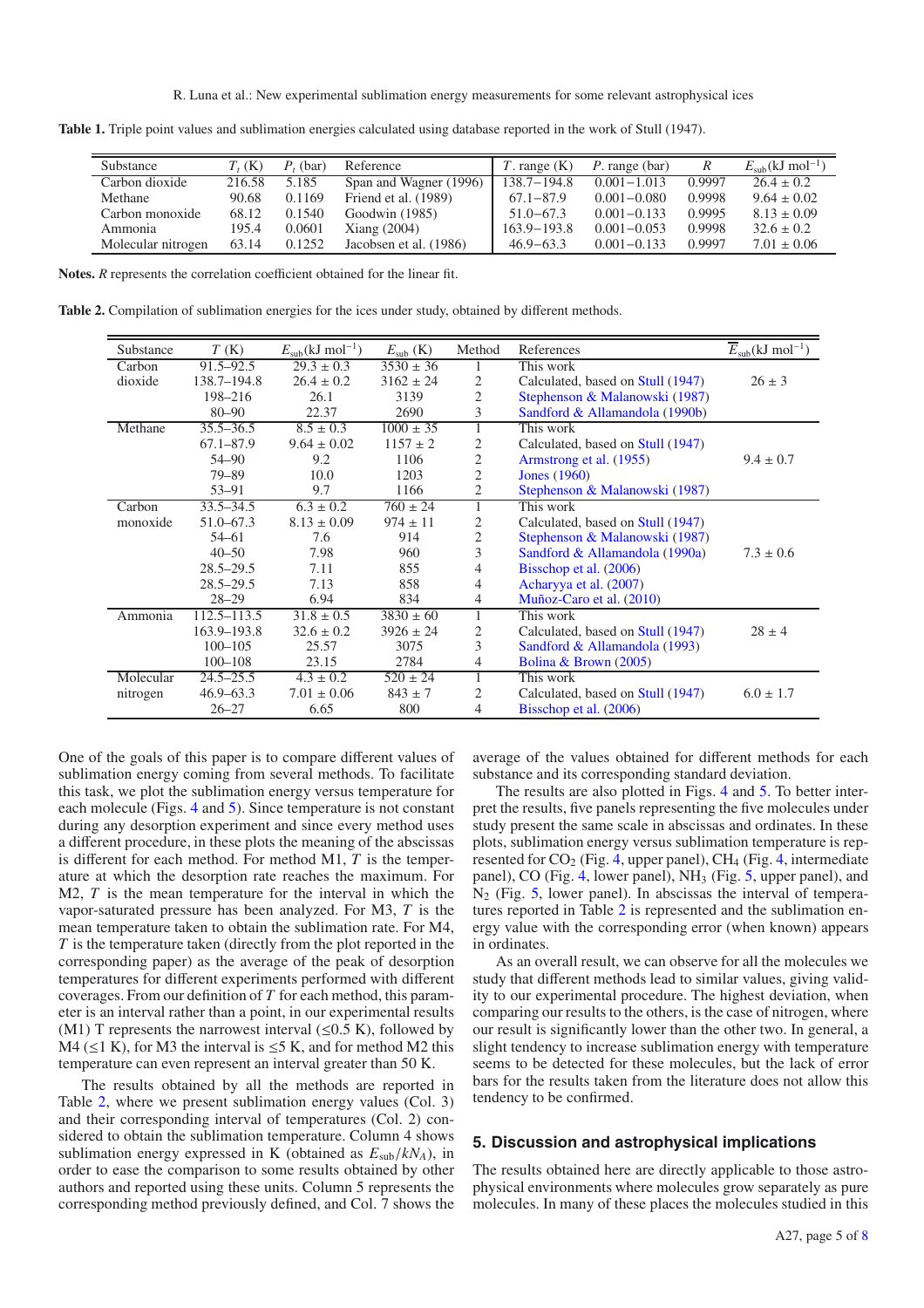**Table 1.** Triple point values and sublimation energies calculated using database reported in the work of Stull (1947).

| Substance | $T_t$ (K) | $P_t$ (bar) | Reference | $T$. range (K) | $P$. range (bar) | $R$ | $E_{sub}$(kJ mol$^{-1}$) |
|---|---|---|---|---|---|---|---|
| Carbon dioxide | 216.58 | 5.185 | Span and Wagner (1996) | 138.7−194.8 | 0.001−1.013 | 0.9997 | 26.4 ± 0.2 |
| Methane | 90.68 | 0.1169 | Friend et al. (1989) | 67.1−87.9 | 0.001−0.080 | 0.9998 | 9.64 ± 0.02 |
| Carbon monoxide | 68.12 | 0.1540 | Goodwin (1985) | 51.0−67.3 | 0.001−0.133 | 0.9995 | 8.13 ± 0.09 |
| Ammonia | 195.4 | 0.0601 | Xiang (2004) | 163.9−193.8 | 0.001−0.053 | 0.9998 | 32.6 ± 0.2 |
| Molecular nitrogen | 63.14 | 0.1252 | Jacobsen et al. (1986) | 46.9−63.3 | 0.001−0.133 | 0.9997 | 7.01 ± 0.06 |

**Notes.** $R$ represents the correlation coefficient obtained for the linear fit.

**Table 2.** Compilation of sublimation energies for the ices under study, obtained by different methods.

| Substance | $T$ (K) | $E_{sub}$(kJ mol$^{-1}$) | $E_{sub}$ (K) | Method | References | $\overline{E}_{sub}$(kJ mol$^{-1}$) |
|---|---|---|---|---|---|---|
| Carbon | 91.5–92.5 | 29.3 ± 0.3 | 3530 ± 36 | 1 | This work | |
| dioxide | 138.7–194.8 | 26.4 ± 0.2 | 3162 ± 24 | 2 | Calculated, based on Stull (1947) | 26 ± 3 |
| | 198–216 | 26.1 | 3139 | 2 | Stephenson & Malanowski (1987) | |
| | 80–90 | 22.37 | 2690 | 3 | Sandford & Allamandola (1990b) | |
| Methane | 35.5–36.5 | 8.5 ± 0.3 | 1000 ± 35 | 1 | This work | |
| | 67.1–87.9 | 9.64 ± 0.02 | 1157 ± 2 | 2 | Calculated, based on Stull (1947) | |
| | 54–90 | 9.2 | 1106 | 2 | Armstrong et al. (1955) | 9.4 ± 0.7 |
| | 79–89 | 10.0 | 1203 | 2 | Jones (1960) | |
| | 53–91 | 9.7 | 1166 | 2 | Stephenson & Malanowski (1987) | |
| Carbon | 33.5–34.5 | 6.3 ± 0.2 | 760 ± 24 | 1 | This work | |
| monoxide | 51.0–67.3 | 8.13 ± 0.09 | 974 ± 11 | 2 | Calculated, based on Stull (1947) | |
| | 54–61 | 7.6 | 914 | 2 | Stephenson & Malanowski (1987) | |
| | 40–50 | 7.98 | 960 | 3 | Sandford & Allamandola (1990a) | 7.3 ± 0.6 |
| | 28.5–29.5 | 7.11 | 855 | 4 | Bisschop et al. (2006) | |
| | 28.5–29.5 | 7.13 | 858 | 4 | Acharyya et al. (2007) | |
| | 28–29 | 6.94 | 834 | 4 | Muñoz-Caro et al. (2010) | |
| Ammonia | 112.5–113.5 | 31.8 ± 0.5 | 3830 ± 60 | 1 | This work | |
| | 163.9–193.8 | 32.6 ± 0.2 | 3926 ± 24 | 2 | Calculated, based on Stull (1947) | 28 ± 4 |
| | 100–105 | 25.57 | 3075 | 3 | Sandford & Allamandola (1993) | |
| | 100–108 | 23.15 | 2784 | 4 | Bolina & Brown (2005) | |
| Molecular | 24.5–25.5 | 4.3 ± 0.2 | 520 ± 24 | 1 | This work | |
| nitrogen | 46.9–63.3 | 7.01 ± 0.06 | 843 ± 7 | 2 | Calculated, based on Stull (1947) | 6.0 ± 1.7 |
| | 26–27 | 6.65 | 800 | 4 | Bisschop et al. (2006) | |

One of the goals of this paper is to compare different values of sublimation energy coming from several methods. To facilitate this task, we plot the sublimation energy versus temperature for each molecule (Figs. 4 and 5). Since temperature is not constant during any desorption experiment and since every method uses a different procedure, in these plots the meaning of the abscissas is different for each method. For method M1, $T$ is the temperature at which the desorption rate reaches the maximum. For M2, $T$ is the mean temperature for the interval in which the vapor-saturated pressure has been analyzed. For M3, $T$ is the mean temperature taken to obtain the sublimation rate. For M4, $T$ is the temperature taken (directly from the plot reported in the corresponding paper) as the average of the peak of desorption temperatures for different experiments performed with different coverages. From our definition of $T$ for each method, this parameter is an interval rather than a point, in our experimental results (M1) T represents the narrowest interval (≤0.5 K), followed by M4 (≤1 K), for M3 the interval is ≤5 K, and for method M2 this temperature can even represent an interval greater than 50 K.

The results obtained by all the methods are reported in Table 2, where we present sublimation energy values (Col. 3) and their corresponding interval of temperatures (Col. 2) considered to obtain the sublimation temperature. Column 4 shows sublimation energy expressed in K (obtained as $E_{sub}/kN_A$), in order to ease the comparison to some results obtained by other authors and reported using these units. Column 5 represents the corresponding method previously defined, and Col. 7 shows the average of the values obtained for different methods for each substance and its corresponding standard deviation.

The results are also plotted in Figs. 4 and 5. To better interpret the results, five panels representing the five molecules under study present the same scale in abscissas and ordinates. In these plots, sublimation energy versus sublimation temperature is represented for $CO_2$ (Fig. 4, upper panel), $CH_4$ (Fig. 4, intermediate panel), CO (Fig. 4, lower panel), $NH_3$ (Fig. 5, upper panel), and $N_2$ (Fig. 5, lower panel). In abscissas the interval of temperatures reported in Table 2 is represented and the sublimation energy value with the corresponding error (when known) appears in ordinates.

As an overall result, we can observe for all the molecules we study that different methods lead to similar values, giving validity to our experimental procedure. The highest deviation, when comparing our results to the others, is the case of nitrogen, where our result is significantly lower than the other two. In general, a slight tendency to increase sublimation energy with temperature seems to be detected for these molecules, but the lack of error bars for the results taken from the literature does not allow this tendency to be confirmed.

## 5. Discussion and astrophysical implications

The results obtained here are directly applicable to those astrophysical environments where molecules grow separately as pure molecules. In many of these places the molecules studied in this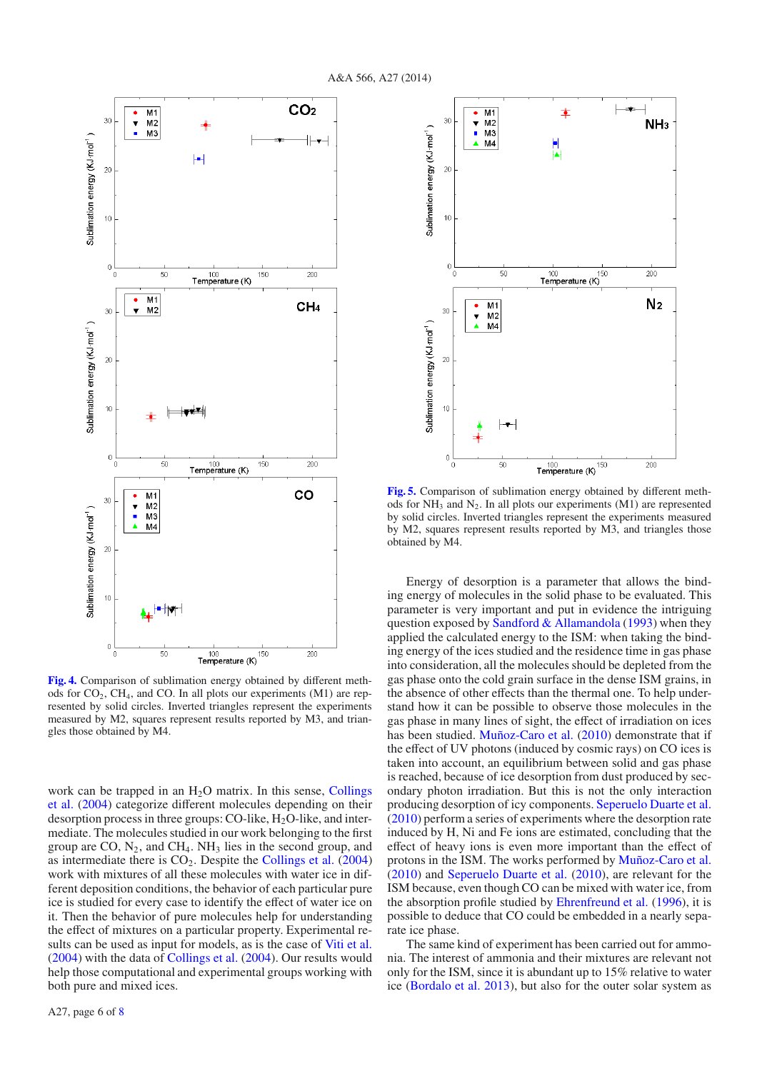**Fig. 4.** Comparison of sublimation energy obtained by different methods for $CO_2$, $CH_4$, and CO. In all plots our experiments (M1) are represented by solid circles. Inverted triangles represent the experiments measured by M2, squares represent results reported by M3, and triangles those obtained by M4.

**Fig. 5.** Comparison of sublimation energy obtained by different methods for $NH_3$ and $N_2$. In all plots our experiments (M1) are represented by solid circles. Inverted triangles represent the experiments measured by M2, squares represent results reported by M3, and triangles those obtained by M4.

work can be trapped in an $H_2O$ matrix. In this sense, Collings et al. (2004) categorize different molecules depending on their desorption process in three groups: CO-like, $H_2O$-like, and intermediate. The molecules studied in our work belonging to the first group are CO, $N_2$, and $CH_4$. $NH_3$ lies in the second group, and as intermediate there is $CO_2$. Despite the Collings et al. (2004) work with mixtures of all these molecules with water ice in different deposition conditions, the behavior of each particular pure ice is studied for every case to identify the effect of water ice on it. Then the behavior of pure molecules help for understanding the effect of mixtures on a particular property. Experimental results can be used as input for models, as is the case of Viti et al. (2004) with the data of Collings et al. (2004). Our results would help those computational and experimental groups working with both pure and mixed ices.

Energy of desorption is a parameter that allows the binding energy of molecules in the solid phase to be evaluated. This parameter is very important and put in evidence the intriguing question exposed by Sandford & Allamandola (1993) when they applied the calculated energy to the ISM: when taking the binding energy of the ices studied and the residence time in gas phase into consideration, all the molecules should be depleted from the gas phase onto the cold grain surface in the dense ISM grains, in the absence of other effects than the thermal one. To help understand how it can be possible to observe those molecules in the gas phase in many lines of sight, the effect of irradiation on ices has been studied. Muñoz-Caro et al. (2010) demonstrate that if the effect of UV photons (induced by cosmic rays) on CO ices is taken into account, an equilibrium between solid and gas phase is reached, because of ice desorption from dust produced by secondary photon irradiation. But this is not the only interaction producing desorption of icy components. Seperuelo Duarte et al. (2010) perform a series of experiments where the desorption rate induced by H, Ni and Fe ions are estimated, concluding that the effect of heavy ions is even more important than the effect of protons in the ISM. The works performed by Muñoz-Caro et al. (2010) and Seperuelo Duarte et al. (2010), are relevant for the ISM because, even though CO can be mixed with water ice, from the absorption profile studied by Ehrenfreund et al. (1996), it is possible to deduce that CO could be embedded in a nearly separate ice phase.

The same kind of experiment has been carried out for ammonia. The interest of ammonia and their mixtures are relevant not only for the ISM, since it is abundant up to 15% relative to water ice (Bordalo et al. 2013), but also for the outer solar system as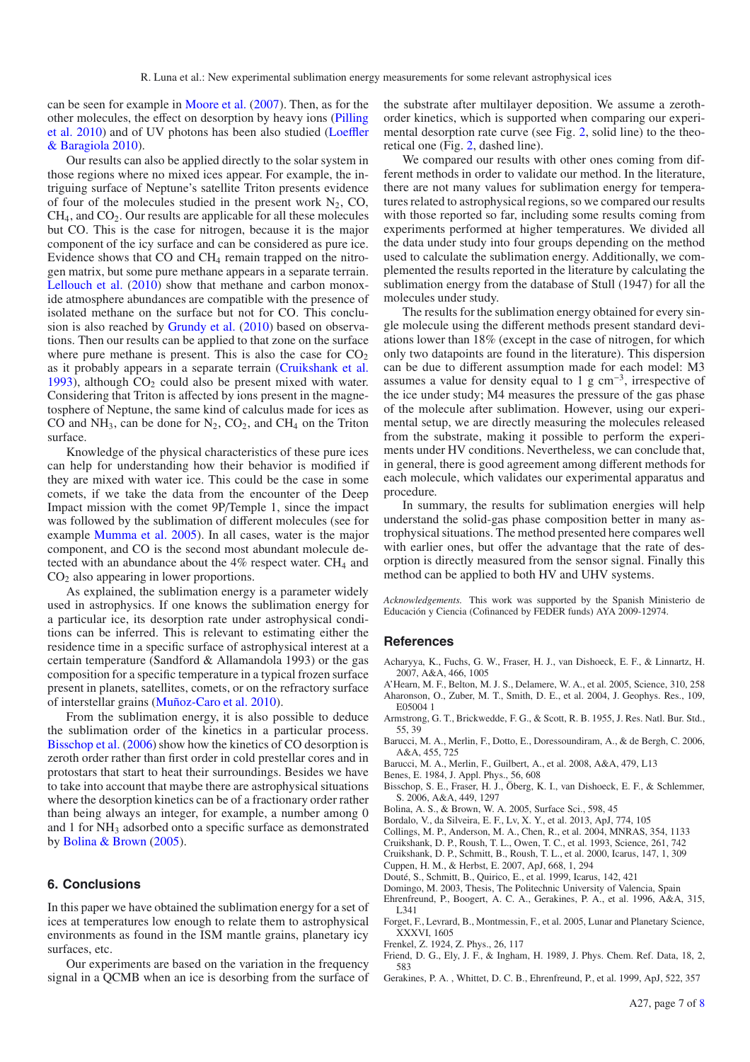can be seen for example in Moore et al. (2007). Then, as for the other molecules, the effect on desorption by heavy ions (Pilling et al. 2010) and of UV photons has been also studied (Loeffler & Baragiola 2010).

Our results can also be applied directly to the solar system in those regions where no mixed ices appear. For example, the intriguing surface of Neptune's satellite Triton presents evidence of four of the molecules studied in the present work $N_2$, CO, $CH_4$, and $CO_2$. Our results are applicable for all these molecules but CO. This is the case for nitrogen, because it is the major component of the icy surface and can be considered as pure ice. Evidence shows that CO and $CH_4$ remain trapped on the nitrogen matrix, but some pure methane appears in a separate terrain. Lellouch et al. (2010) show that methane and carbon monoxide atmosphere abundances are compatible with the presence of isolated methane on the surface but not for CO. This conclusion is also reached by Grundy et al. (2010) based on observations. Then our results can be applied to that zone on the surface where pure methane is present. This is also the case for $CO_2$ as it probably appears in a separate terrain (Cruikshank et al. 1993), although $CO_2$ could also be present mixed with water. Considering that Triton is affected by ions present in the magnetosphere of Neptune, the same kind of calculus made for ices as CO and $NH_3$, can be done for $N_2$, $CO_2$, and $CH_4$ on the Triton surface.

Knowledge of the physical characteristics of these pure ices can help for understanding how their behavior is modified if they are mixed with water ice. This could be the case in some comets, if we take the data from the encounter of the Deep Impact mission with the comet 9P/Temple 1, since the impact was followed by the sublimation of different molecules (see for example Mumma et al. 2005). In all cases, water is the major component, and CO is the second most abundant molecule detected with an abundance about the 4% respect water. $CH_4$ and $CO_2$ also appearing in lower proportions.

As explained, the sublimation energy is a parameter widely used in astrophysics. If one knows the sublimation energy for a particular ice, its desorption rate under astrophysical conditions can be inferred. This is relevant to estimating either the residence time in a specific surface of astrophysical interest at a certain temperature (Sandford & Allamandola 1993) or the gas composition for a specific temperature in a typical frozen surface present in planets, satellites, comets, or on the refractory surface of interstellar grains (Muñoz-Caro et al. 2010).

From the sublimation energy, it is also possible to deduce the sublimation order of the kinetics in a particular process. Bisschop et al. (2006) show how the kinetics of CO desorption is zeroth order rather than first order in cold prestellar cores and in protostars that start to heat their surroundings. Besides we have to take into account that maybe there are astrophysical situations where the desorption kinetics can be of a fractionary order rather than being always an integer, for example, a number among 0 and 1 for $NH_3$ adsorbed onto a specific surface as demonstrated by Bolina & Brown (2005).

## 6. Conclusions

In this paper we have obtained the sublimation energy for a set of ices at temperatures low enough to relate them to astrophysical environments as found in the ISM mantle grains, planetary icy surfaces, etc.

Our experiments are based on the variation in the frequency signal in a QCMB when an ice is desorbing from the surface of the substrate after multilayer deposition. We assume a zeroth-order kinetics, which is supported when comparing our experimental desorption rate curve (see Fig. 2, solid line) to the theoretical one (Fig. 2, dashed line).

We compared our results with other ones coming from different methods in order to validate our method. In the literature, there are not many values for sublimation energy for temperatures related to astrophysical regions, so we compared our results with those reported so far, including some results coming from experiments performed at higher temperatures. We divided all the data under study into four groups depending on the method used to calculate the sublimation energy. Additionally, we complemented the results reported in the literature by calculating the sublimation energy from the database of Stull (1947) for all the molecules under study.

The results for the sublimation energy obtained for every single molecule using the different methods present standard deviations lower than 18% (except in the case of nitrogen, for which only two datapoints are found in the literature). This dispersion can be due to different assumption made for each model: M3 assumes a value for density equal to 1 g $cm^{-3}$, irrespective of the ice under study; M4 measures the pressure of the gas phase of the molecule after sublimation. However, using our experimental setup, we are directly measuring the molecules released from the substrate, making it possible to perform the experiments under HV conditions. Nevertheless, we can conclude that, in general, there is good agreement among different methods for each molecule, which validates our experimental apparatus and procedure.

In summary, the results for sublimation energies will help understand the solid-gas phase composition better in many astrophysical situations. The method presented here compares well with earlier ones, but offer the advantage that the rate of desorption is directly measured from the sensor signal. Finally this method can be applied to both HV and UHV systems.

*Acknowledgements.* This work was supported by the Spanish Ministerio de Educación y Ciencia (Cofinanced by FEDER funds) AYA 2009-12974.

## References

Acharyya, K., Fuchs, G. W., Fraser, H. J., van Dishoeck, E. F., & Linnartz, H. 2007, A&A, 466, 1005
A'Hearn, M. F., Belton, M. J. S., Delamere, W. A., et al. 2005, Science, 310, 258
Aharonson, O., Zuber, M. T., Smith, D. E., et al. 2004, J. Geophys. Res., 109, E05004 1
Armstrong, G. T., Brickwedde, F. G., & Scott, R. B. 1955, J. Res. Natl. Bur. Std., 55, 39
Barucci, M. A., Merlin, F., Dotto, E., Doressoundiram, A., & de Bergh, C. 2006, A&A, 455, 725
Barucci, M. A., Merlin, F., Guilbert, A., et al. 2008, A&A, 479, L13
Benes, E. 1984, J. Appl. Phys., 56, 608
Bisschop, S. E., Fraser, H. J., Öberg, K. I., van Dishoeck, E. F., & Schlemmer, S. 2006, A&A, 449, 1297
Bolina, A. S., & Brown, W. A. 2005, Surface Sci., 598, 45
Bordalo, V., da Silveira, E. F., Lv, X. Y., et al. 2013, ApJ, 774, 105
Collings, M. P., Anderson, M. A., Chen, R., et al. 2004, MNRAS, 354, 1133
Cruikshank, D. P., Roush, T. L., Owen, T. C., et al. 1993, Science, 261, 742
Cruikshank, D. P., Schmitt, B., Roush, T. L., et al. 2000, Icarus, 147, 1, 309
Cuppen, H. M., & Herbst, E. 2007, ApJ, 668, 1, 294
Douté, S., Schmitt, B., Quirico, E., et al. 1999, Icarus, 142, 421
Domingo, M. 2003, Thesis, The Politechnic University of Valencia, Spain
Ehrenfreund, P., Boogert, A. C. A., Gerakines, P. A., et al. 1996, A&A, 315, L341
Forget, F., Levrard, B., Montmessin, F., et al. 2005, Lunar and Planetary Science, XXXVI, 1605
Frenkel, Z. 1924, Z. Phys., 26, 117
Friend, D. G., Ely, J. F., & Ingham, H. 1989, J. Phys. Chem. Ref. Data, 18, 2, 583
Gerakines, P. A. , Whittet, D. C. B., Ehrenfreund, P., et al. 1999, ApJ, 522, 357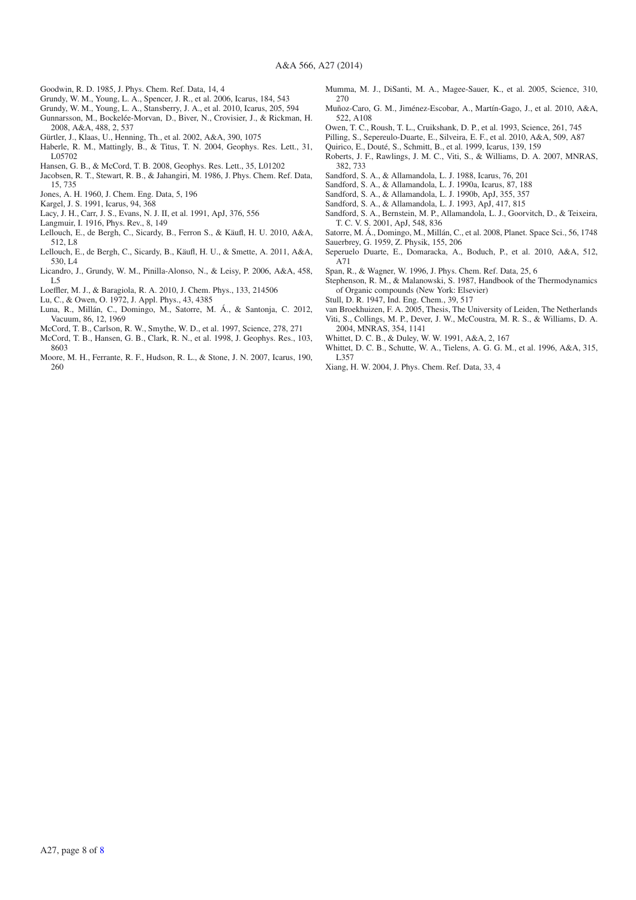Goodwin, R. D. 1985, J. Phys. Chem. Ref. Data, 14, 4

Grundy, W. M., Young, L. A., Spencer, J. R., et al. 2006, Icarus, 184, 543

Grundy, W. M., Young, L. A., Stansberry, J. A., et al. 2010, Icarus, 205, 594

Gunnarsson, M., Bockelée-Morvan, D., Biver, N., Crovisier, J., & Rickman, H. 2008, A&A, 488, 2, 537

Gürtler, J., Klaas, U., Henning, Th., et al. 2002, A&A, 390, 1075

Haberle, R. M., Mattingly, B., & Titus, T. N. 2004, Geophys. Res. Lett., 31, L05702

Hansen, G. B., & McCord, T. B. 2008, Geophys. Res. Lett., 35, L01202

Jacobsen, R. T., Stewart, R. B., & Jahangiri, M. 1986, J. Phys. Chem. Ref. Data, 15, 735

Jones, A. H. 1960, J. Chem. Eng. Data, 5, 196

Kargel, J. S. 1991, Icarus, 94, 368

Lacy, J. H., Carr, J. S., Evans, N. J. II, et al. 1991, ApJ, 376, 556

Langmuir, I. 1916, Phys. Rev., 8, 149

Lellouch, E., de Bergh, C., Sicardy, B., Ferron S., & Käufl, H. U. 2010, A&A, 512, L8

Lellouch, E., de Bergh, C., Sicardy, B., Käufl, H. U., & Smette, A. 2011, A&A, 530, L4

Licandro, J., Grundy, W. M., Pinilla-Alonso, N., & Leisy, P. 2006, A&A, 458, L5

Loeffler, M. J., & Baragiola, R. A. 2010, J. Chem. Phys., 133, 214506

Lu, C., & Owen, O. 1972, J. Appl. Phys., 43, 4385

Luna, R., Millán, C., Domingo, M., Satorre, M. Á., & Santonja, C. 2012, Vacuum, 86, 12, 1969

McCord, T. B., Carlson, R. W., Smythe, W. D., et al. 1997, Science, 278, 271

McCord, T. B., Hansen, G. B., Clark, R. N., et al. 1998, J. Geophys. Res., 103, 8603

Moore, M. H., Ferrante, R. F., Hudson, R. L., & Stone, J. N. 2007, Icarus, 190, 260

Mumma, M. J., DiSanti, M. A., Magee-Sauer, K., et al. 2005, Science, 310, 270

Muñoz-Caro, G. M., Jiménez-Escobar, A., Martín-Gago, J., et al. 2010, A&A, 522, A108

Owen, T. C., Roush, T. L., Cruikshank, D. P., et al. 1993, Science, 261, 745

Pilling, S., Sepereulo-Duarte, E., Silveira, E. F., et al. 2010, A&A, 509, A87

Quirico, E., Douté, S., Schmitt, B., et al. 1999, Icarus, 139, 159

Roberts, J. F., Rawlings, J. M. C., Viti, S., & Williams, D. A. 2007, MNRAS, 382, 733

Sandford, S. A., & Allamandola, L. J. 1988, Icarus, 76, 201

Sandford, S. A., & Allamandola, L. J. 1990a, Icarus, 87, 188

Sandford, S. A., & Allamandola, L. J. 1990b, ApJ, 355, 357

Sandford, S. A., & Allamandola, L. J. 1993, ApJ, 417, 815

Sandford, S. A., Bernstein, M. P., Allamandola, L. J., Goorvitch, D., & Teixeira, T. C. V. S. 2001, ApJ, 548, 836

Satorre, M. Á., Domingo, M., Millán, C., et al. 2008, Planet. Space Sci., 56, 1748

Sauerbrey, G. 1959, Z. Physik, 155, 206

Seperuelo Duarte, E., Domaracka, A., Boduch, P., et al. 2010, A&A, 512, A71

Span, R., & Wagner, W. 1996, J. Phys. Chem. Ref. Data, 25, 6

Stephenson, R. M., & Malanowski, S. 1987, Handbook of the Thermodynamics of Organic compounds (New York: Elsevier)

Stull, D. R. 1947, Ind. Eng. Chem., 39, 517

van Broekhuizen, F. A. 2005, Thesis, The University of Leiden, The Netherlands

Viti, S., Collings, M. P., Dever, J. W., McCoustra, M. R. S., & Williams, D. A. 2004, MNRAS, 354, 1141

Whittet, D. C. B., & Duley, W. W. 1991, A&A, 2, 167

Whittet, D. C. B., Schutte, W. A., Tielens, A. G. G. M., et al. 1996, A&A, 315, L357

Xiang, H. W. 2004, J. Phys. Chem. Ref. Data, 33, 4